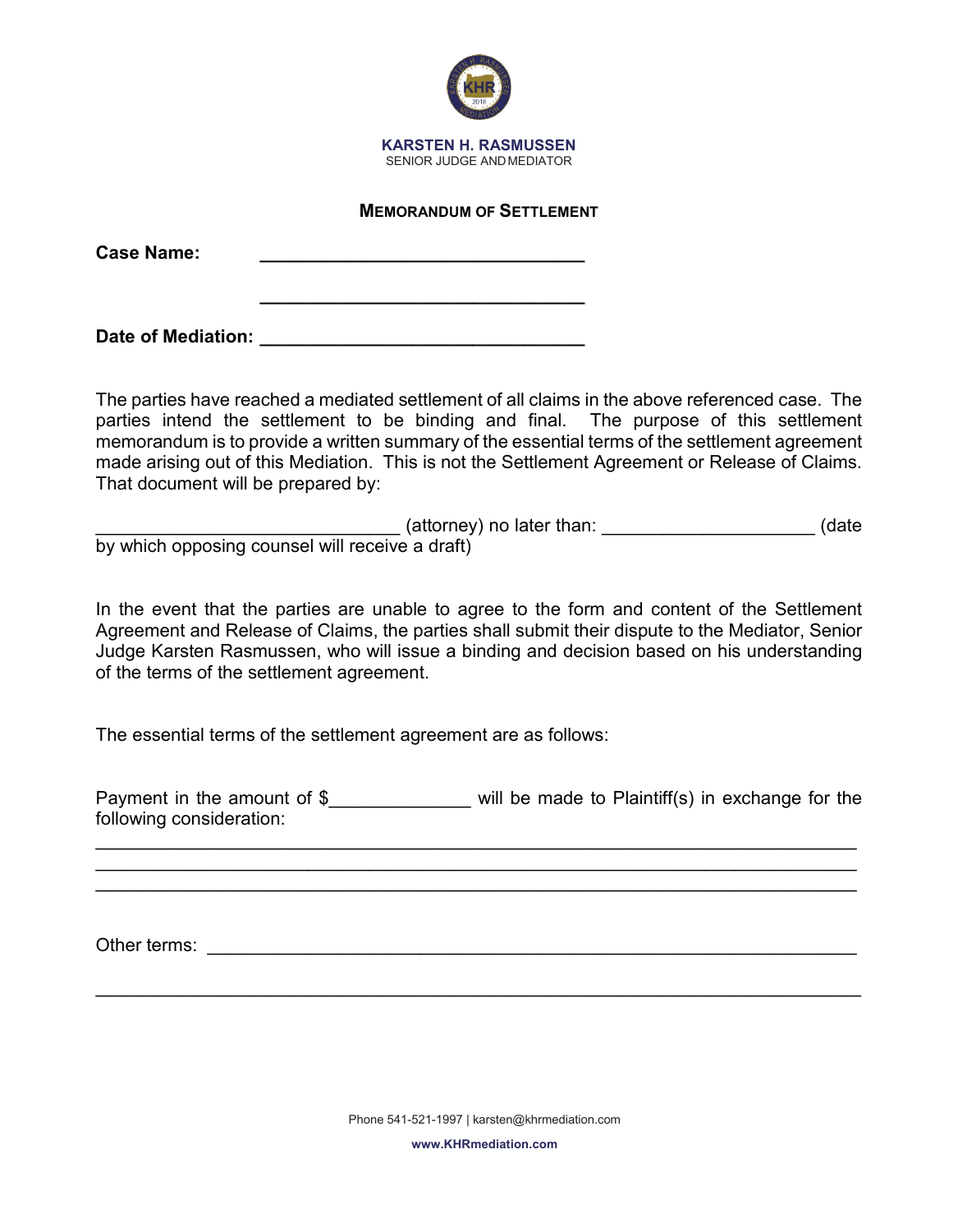**KARSTEN H. RASMUSSEN**
SENIOR JUDGE AND MEDIATOR

## MEMORANDUM OF SETTLEMENT

**Case Name:** ________________________________

________________________________

**Date of Mediation:** ________________________________

The parties have reached a mediated settlement of all claims in the above referenced case. The parties intend the settlement to be binding and final. The purpose of this settlement memorandum is to provide a written summary of the essential terms of the settlement agreement made arising out of this Mediation. This is not the Settlement Agreement or Release of Claims. That document will be prepared by:

______________________________ (attorney) no later than: ____________________ (date by which opposing counsel will receive a draft)

In the event that the parties are unable to agree to the form and content of the Settlement Agreement and Release of Claims, the parties shall submit their dispute to the Mediator, Senior Judge Karsten Rasmussen, who will issue a binding and decision based on his understanding of the terms of the settlement agreement.

The essential terms of the settlement agreement are as follows:

Payment in the amount of $_____________ will be made to Plaintiff(s) in exchange for the following consideration:

______________________________________________________________________

______________________________________________________________________

______________________________________________________________________

Other terms: ____________________________________________________________

______________________________________________________________________

Phone 541-521-1997 | karsten@khrmediation.com

www.KHRmediation.com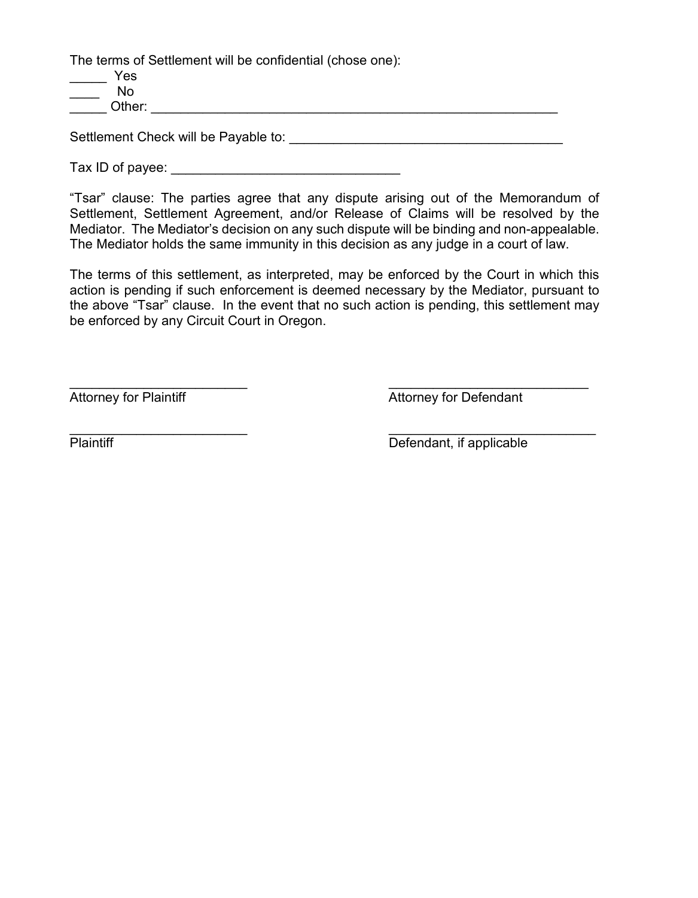The terms of Settlement will be confidential (chose one):
_____ Yes
____ No
_____ Other: ___________________________________________________________

Settlement Check will be Payable to: ______________________________________

Tax ID of payee: _______________________________

"Tsar" clause: The parties agree that any dispute arising out of the Memorandum of Settlement, Settlement Agreement, and/or Release of Claims will be resolved by the Mediator. The Mediator's decision on any such dispute will be binding and non-appealable. The Mediator holds the same immunity in this decision as any judge in a court of law.

The terms of this settlement, as interpreted, may be enforced by the Court in which this action is pending if such enforcement is deemed necessary by the Mediator, pursuant to the above "Tsar" clause. In the event that no such action is pending, this settlement may be enforced by any Circuit Court in Oregon.

________________________ ____________________________
Attorney for Plaintiff Attorney for Defendant

________________________ ____________________________
Plaintiff Defendant, if applicable